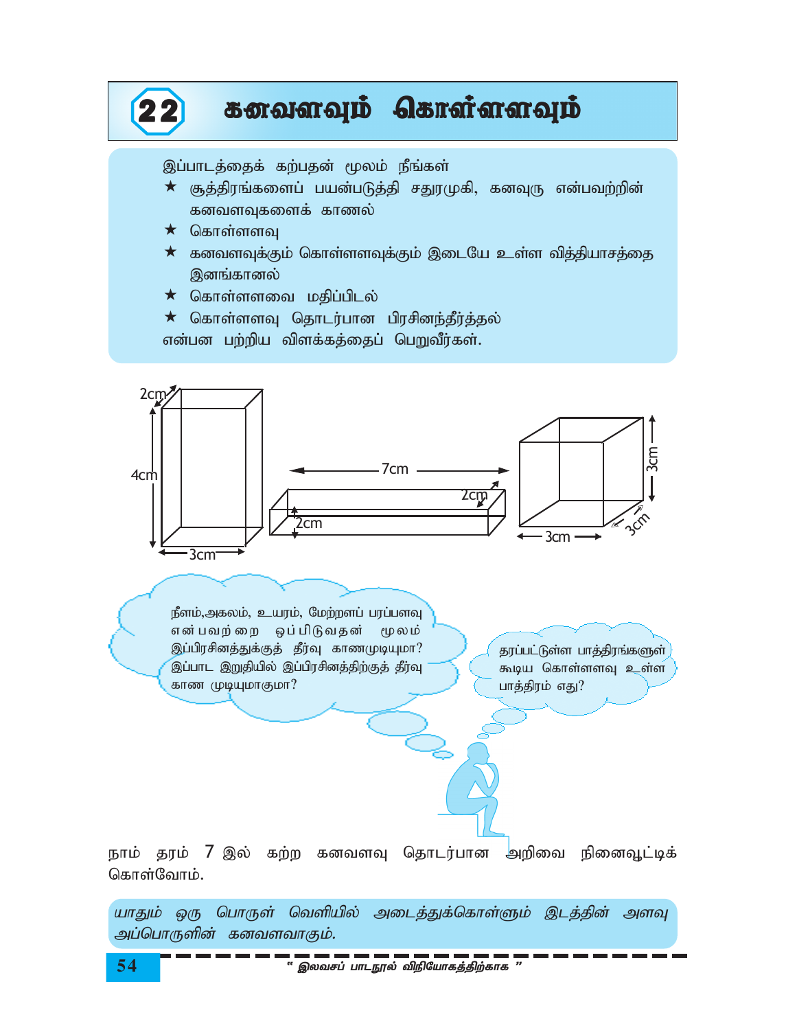# 22 கனவளவும் கொள்ளளவும்

இப்பாடத்தைக் கற்பதன் மூலம் நீங்கள்

- ★ சூத்திரங்களைப் பயன்படுத்தி சதுரமுகி, கனவுரு என்பவற்றின் கனவளவுகளைக் காணல்
- ★ கொள்ளளவு
- ★ கனவளவுக்கும் கொள்ளளவுக்கும் இடையே உள்ள வித்தியாசத்தை இனங்காணல்
- ★ கொள்ளளவை மதிப்பிடல்
- ★ கொள்ளளவு தொடர்பான பிரசினந்தீர்த்தல்

என்பன பற்றிய விளக்கத்தைப் பெறுவீர்கள்.

2cm, 4cm, 3cm — 7cm, 2cm, 2cm — 3cm, 3cm, 3cm

நீளம்,அகலம், உயரம், மேற்றளப் பரப்பளவு என்பவற்றை ஒப்பிடுவதன் மூலம் இப்பிரசினத்துக்குத் தீர்வு காணமுடியுமா? இப்பாட இறுதியில் இப்பிரசினத்திற்குத் தீர்வு காண முடியுமாகுமா?

தரப்பட்டுள்ள பாத்திரங்களுள் கூடிய கொள்ளளவு உள்ள பாத்திரம் எது?

நாம் தரம் 7 இல் கற்ற கனவளவு தொடர்பான அறிவை நினைவூட்டிக் கொள்வோம்.

*யாதும் ஒரு பொருள் வெளியில் அடைத்துக்கொள்ளும் இடத்தின் அளவு அப்பொருளின் கனவளவாகும்.*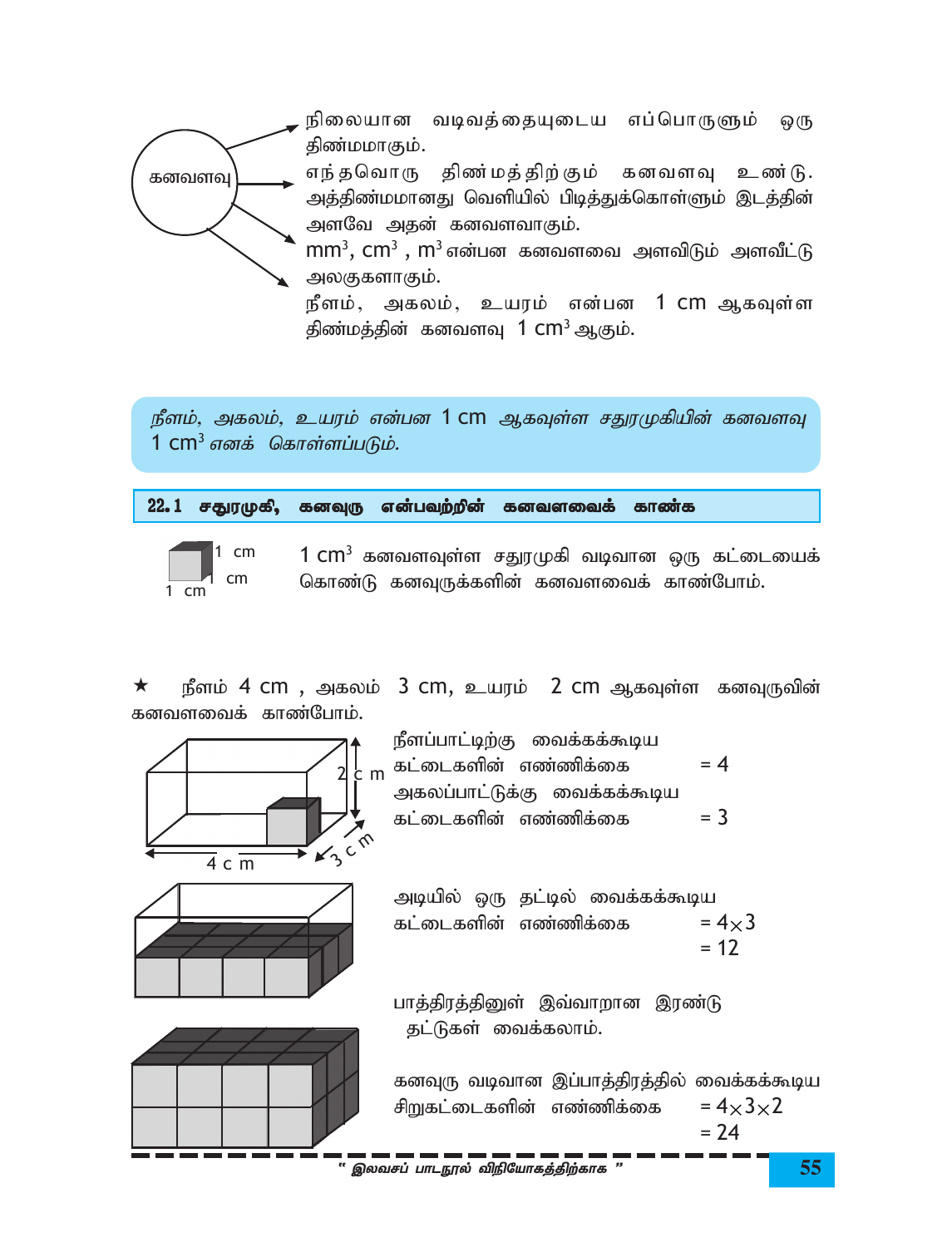கனவளவு

- நிலையான வடிவத்தையுடைய எப்பொருளும் ஒரு திண்மமாகும்.
- எந்தவொரு திண்மத்திற்கும் கனவளவு உண்டு. அத்திண்மமானது வெளியில் பிடித்துக்கொள்ளும் இடத்தின் அளவே அதன் கனவளவாகும்.
- $mm^3$, $cm^3$ , $m^3$ என்பன கனவளவை அளவிடும் அளவீட்டு அலகுகளாகும்.
- நீளம், அகலம், உயரம் என்பன 1 cm ஆகவுள்ள திண்மத்தின் கனவளவு 1 $cm^3$ ஆகும்.

*நீளம், அகலம், உயரம் என்பன 1 cm ஆகவுள்ள சதுரமுகியின் கனவளவு 1 $cm^3$ எனக் கொள்ளப்படும்.*

## 22.1 சதுரமுகி, கனவுரு என்பவற்றின் கனவளவைக் காண்க

1 $cm^3$ கனவளவுள்ள சதுரமுகி வடிவான ஒரு கட்டையைக் கொண்டு கனவுருக்களின் கனவளவைக் காண்போம்.

★ நீளம் 4 cm , அகலம் 3 cm, உயரம் 2 cm ஆகவுள்ள கனவுருவின் கனவளவைக் காண்போம்.

நீளப்பாட்டிற்கு வைக்கக்கூடிய கட்டைகளின் எண்ணிக்கை = 4

அகலப்பாட்டுக்கு வைக்கக்கூடிய கட்டைகளின் எண்ணிக்கை = 3

அடியில் ஒரு தட்டில் வைக்கக்கூடிய கட்டைகளின் எண்ணிக்கை $= 4 \times 3$
$= 12$

பாத்திரத்தினுள் இவ்வாறான இரண்டு தட்டுகள் வைக்கலாம்.

கனவுரு வடிவான இப்பாத்திரத்தில் வைக்கக்கூடிய சிறுகட்டைகளின் எண்ணிக்கை $= 4 \times 3 \times 2$
$= 24$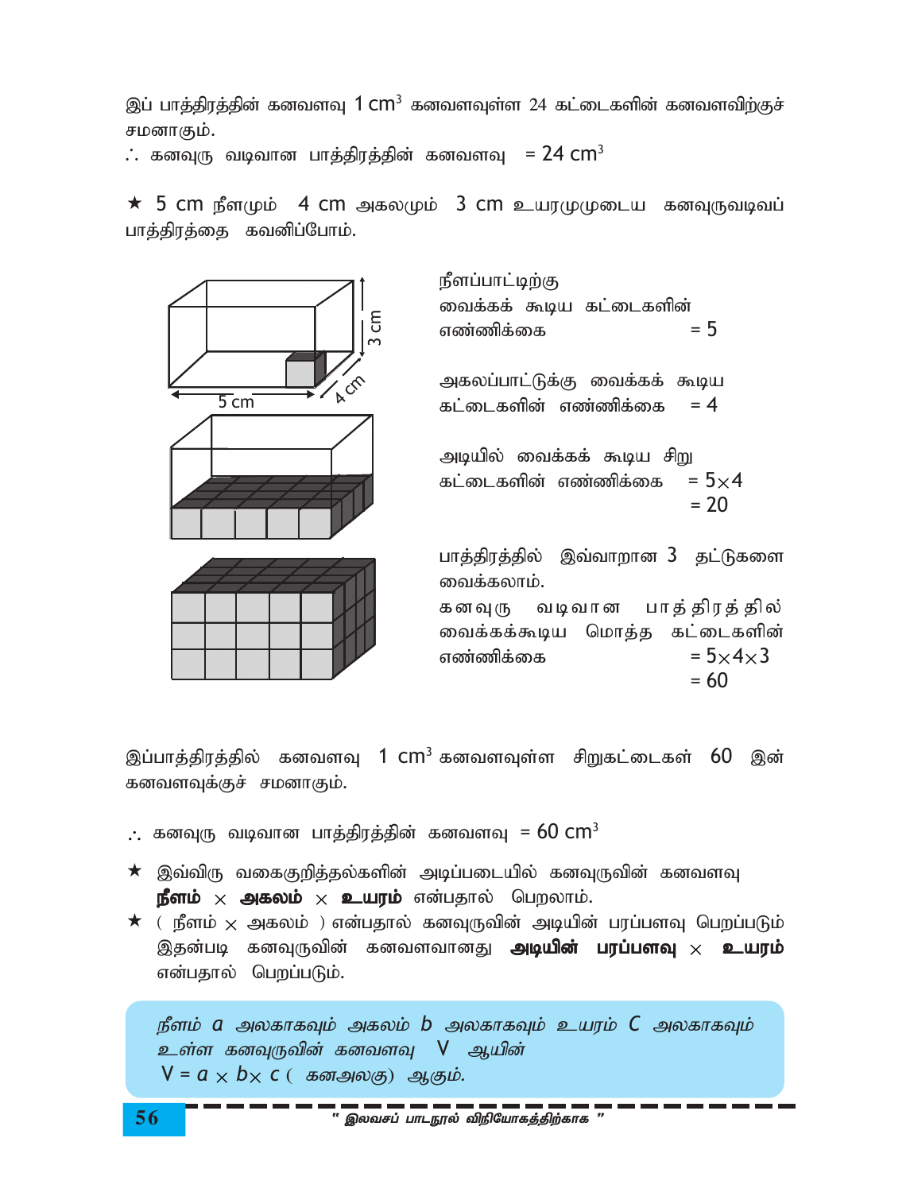இப் பாத்திரத்தின் கனவளவு $1\ cm^3$ கனவளவுள்ள 24 கட்டைகளின் கனவளவிற்குச் சமனாகும்.

$\therefore$ கனவுரு வடிவான பாத்திரத்தின் கனவளவு $= 24\ cm^3$

★ 5 cm நீளமும் 4 cm அகலமும் 3 cm உயரமுமுடைய கனவுருவடிவப் பாத்திரத்தை கவனிப்போம்.

நீளப்பாட்டிற்கு வைக்கக் கூடிய கட்டைகளின் எண்ணிக்கை $= 5$

அகலப்பாட்டுக்கு வைக்கக் கூடிய கட்டைகளின் எண்ணிக்கை $= 4$

அடியில் வைக்கக் கூடிய சிறு கட்டைகளின் எண்ணிக்கை $= 5 \times 4$
$= 20$

பாத்திரத்தில் இவ்வாறான 3 தட்டுகளை வைக்கலாம்.

கனவுரு வடிவான பாத்திரத்தில் வைக்கக்கூடிய மொத்த கட்டைகளின் எண்ணிக்கை $= 5 \times 4 \times 3$
$= 60$

இப்பாத்திரத்தில் கனவளவு $1\ cm^3$ கனவளவுள்ள சிறுகட்டைகள் 60 இன் கனவளவுக்குச் சமனாகும்.

$\therefore$ கனவுரு வடிவான பாத்திரத்தின் கனவளவு $= 60\ cm^3$

★ இவ்விரு வகைகுறித்தல்களின் அடிப்படையில் கனவுருவின் கனவளவு **நீளம்** $\times$ **அகலம்** $\times$ **உயரம்** என்பதால் பெறலாம்.

★ ( நீளம் $\times$ அகலம் ) என்பதால் கனவுருவின் அடியின் பரப்பளவு பெறப்படும் இதன்படி கனவுருவின் கனவளவானது **அடியின் பரப்பளவு** $\times$ **உயரம்** என்பதால் பெறப்படும்.

> *நீளம் $a$ அலகாகவும் அகலம் $b$ அலகாகவும் உயரம் $c$ அலகாகவும் உள்ள கனவுருவின் கனவளவு $V$ ஆயின்*
> $V = a \times b \times c$ *( கனஅலகு) ஆகும்.*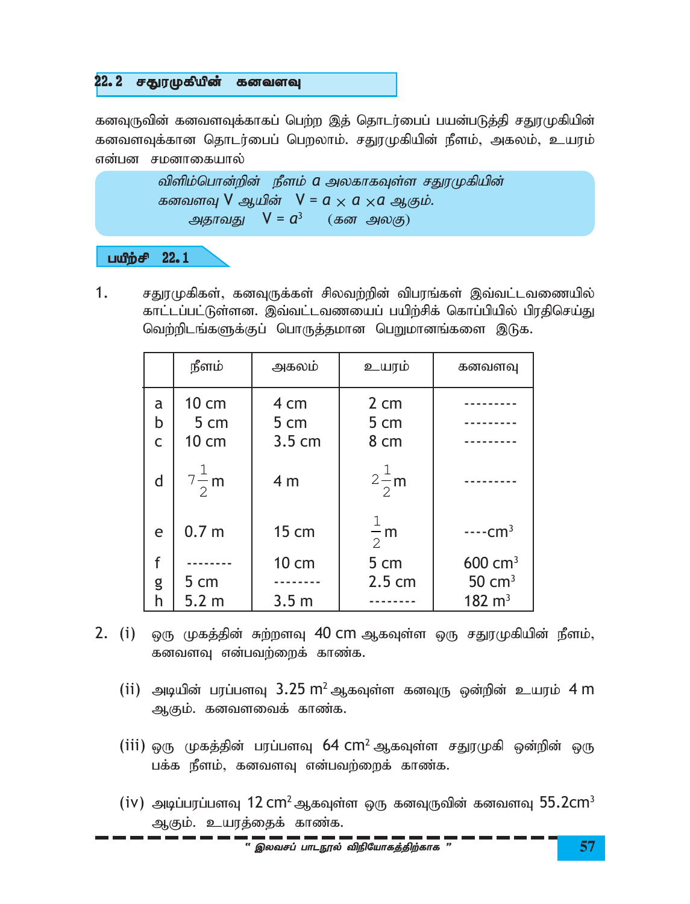## 22.2 சதுரமுகியின் கனவளவு

கனவுருவின் கனவளவுக்காகப் பெற்ற இத் தொடர்பைப் பயன்படுத்தி சதுரமுகியின் கனவளவுக்கான தொடர்பைப் பெறலாம். சதுரமுகியின் நீளம், அகலம், உயரம் என்பன சமனாகையால்

> *விளிம்பொன்றின் நீளம் $a$ அலகாகவுள்ள சதுரமுகியின் கனவளவு V ஆயின் $V = a \times a \times a$ ஆகும்.*
>
> *அதாவது $V = a^3$ (கன அலகு)*

**பயிற்சி 22.1**

1. சதுரமுகிகள், கனவுருக்கள் சிலவற்றின் விபரங்கள் இவ்வட்டவணையில் காட்டப்பட்டுள்ளன. இவ்வட்டவணையைப் பயிற்சிக் கொப்பியில் பிரதிசெய்து வெற்றிடங்களுக்குப் பொருத்தமான பெறுமானங்களை இடுக.

| | நீளம் | அகலம் | உயரம் | கனவளவு |
|---|---|---|---|---|
| a | 10 cm | 4 cm | 2 cm | --------- |
| b | 5 cm | 5 cm | 5 cm | --------- |
| c | 10 cm | 3.5 cm | 8 cm | --------- |
| d | $7\frac{1}{2}$ m | 4 m | $2\frac{1}{2}$ m | --------- |
| e | 0.7 m | 15 cm | $\frac{1}{2}$ m | ----$\text{cm}^3$ |
| f | -------- | 10 cm | 5 cm | 600 $\text{cm}^3$ |
| g | 5 cm | -------- | 2.5 cm | 50 $\text{cm}^3$ |
| h | 5.2 m | 3.5 m | -------- | 182 $\text{m}^3$ |

2. (i) ஒரு முகத்தின் சுற்றளவு 40 cm ஆகவுள்ள ஒரு சதுரமுகியின் நீளம், கனவளவு என்பவற்றைக் காண்க.

   (ii) அடியின் பரப்பளவு 3.25 $\text{m}^2$ ஆகவுள்ள கனவுரு ஒன்றின் உயரம் 4 m ஆகும். கனவளவைக் காண்க.

   (iii) ஒரு முகத்தின் பரப்பளவு 64 $\text{cm}^2$ ஆகவுள்ள சதுரமுகி ஒன்றின் ஒரு பக்க நீளம், கனவளவு என்பவற்றைக் காண்க.

   (iv) அடிப்பரப்பளவு 12 $\text{cm}^2$ ஆகவுள்ள ஒரு கனவுருவின் கனவளவு 55.2$\text{cm}^3$ ஆகும். உயரத்தைக் காண்க.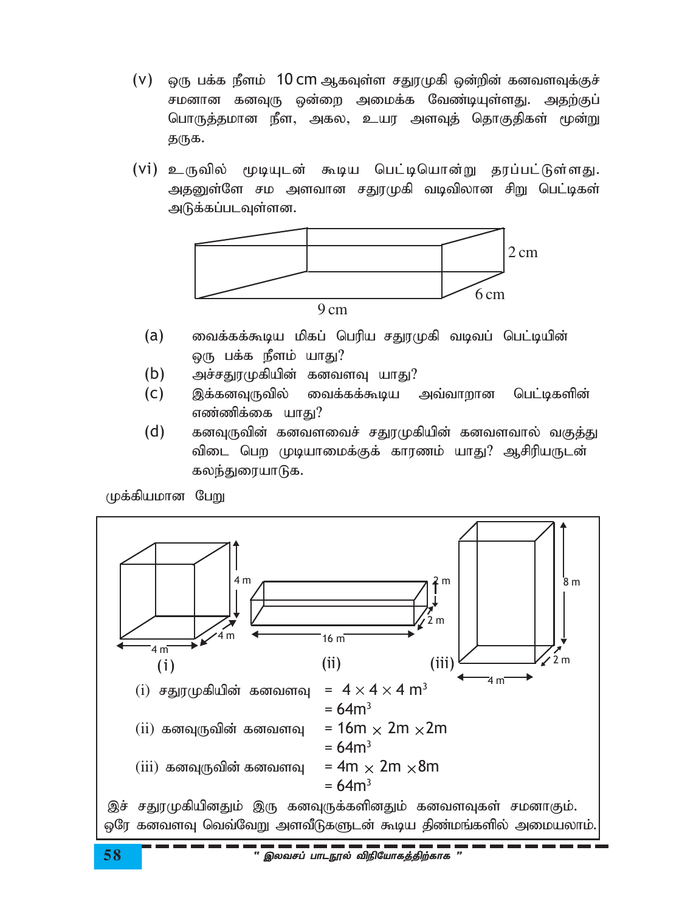(v) ஒரு பக்க நீளம் 10 cm ஆகவுள்ள சதுரமுகி ஒன்றின் கனவளவுக்குச் சமனான கனவுரு ஒன்றை அமைக்க வேண்டியுள்ளது. அதற்குப் பொருத்தமான நீள, அகல, உயர அளவுத் தொகுதிகள் மூன்று தருக.

(vi) உருவில் மூடியுடன் கூடிய பெட்டியொன்று தரப்பட்டுள்ளது. அதனுள்ளே சம அளவான சதுரமுகி வடிவிலான சிறு பெட்டிகள் அடுக்கப்படவுள்ளன.

9 cm, 6 cm, 2 cm

(a) வைக்கக்கூடிய மிகப் பெரிய சதுரமுகி வடிவப் பெட்டியின் ஒரு பக்க நீளம் யாது?

(b) அச்சதுரமுகியின் கனவளவு யாது?

(c) இக்கனவுருவில் வைக்கக்கூடிய அவ்வாறான பெட்டிகளின் எண்ணிக்கை யாது?

(d) கனவுருவின் கனவளவைச் சதுரமுகியின் கனவளவால் வகுத்து விடை பெற முடியாமைக்குக் காரணம் யாது? ஆசிரியருடன் கலந்துரையாடுக.

முக்கியமான பேறு

(i) 4 m, 4 m, 4 m  (ii) 16 m, 2 m, 2 m  (iii) 4 m, 2 m, 8 m

(i) சதுரமுகியின் கனவளவு $= 4 \times 4 \times 4 \text{ m}^3$
$= 64\text{m}^3$

(ii) கனவுருவின் கனவளவு $= 16\text{m} \times 2\text{m} \times 2\text{m}$
$= 64\text{m}^3$

(iii) கனவுருவின் கனவளவு $= 4\text{m} \times 2\text{m} \times 8\text{m}$
$= 64\text{m}^3$

இச் சதுரமுகியினதும் இரு கனவுருக்களினதும் கனவளவுகள் சமனாகும். ஒரே கனவளவு வெவ்வேறு அளவீடுகளுடன் கூடிய திண்மங்களில் அமையலாம்.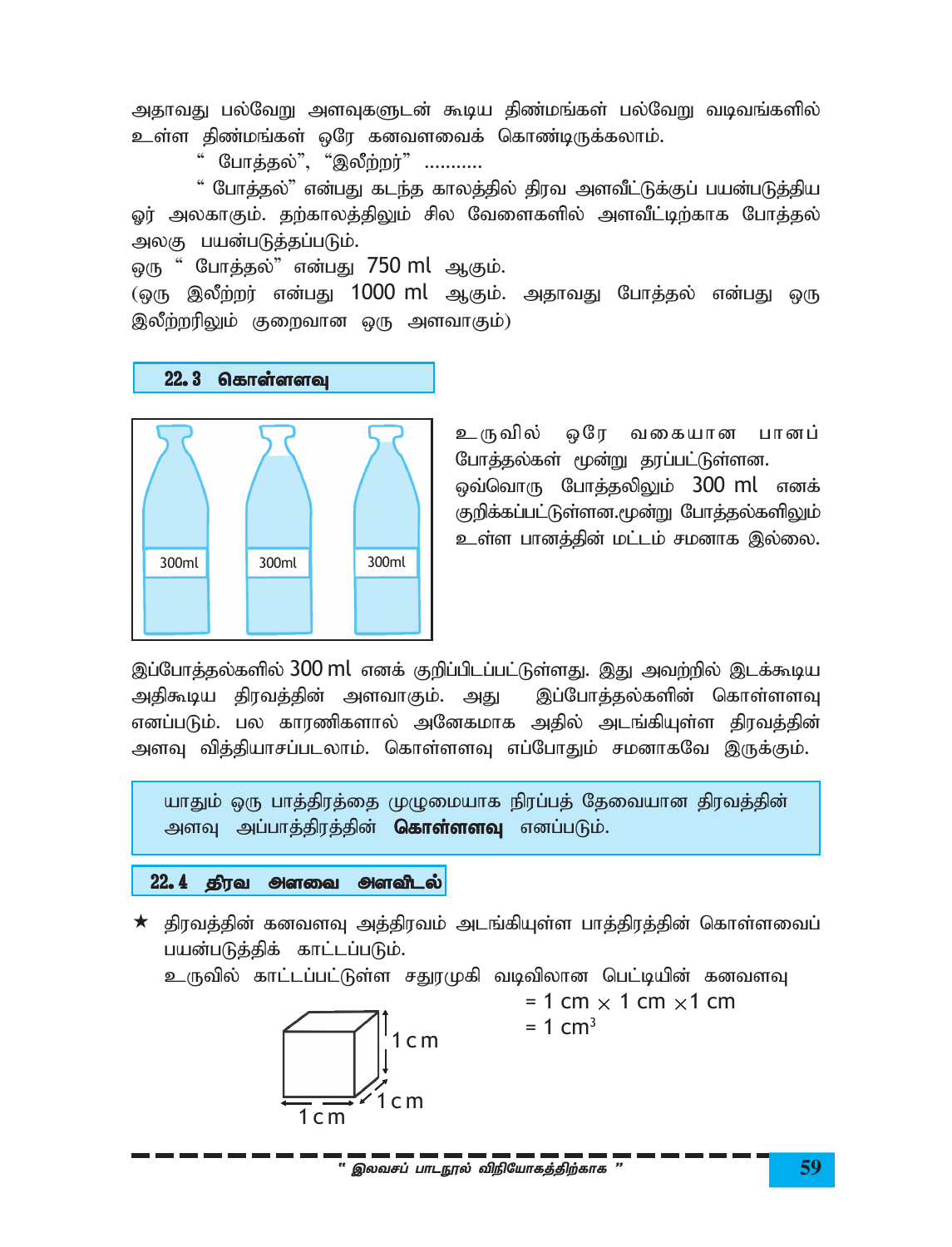அதாவது பல்வேறு அளவுகளுடன் கூடிய திண்மங்கள் பல்வேறு வடிவங்களில் உள்ள திண்மங்கள் ஒரே கனவளவைக் கொண்டிருக்கலாம்.

" போத்தல்", "இலீற்றர்" ...........

" போத்தல்" என்பது கடந்த காலத்தில் திரவ அளவீட்டுக்குப் பயன்படுத்திய ஓர் அலகாகும். தற்காலத்திலும் சில வேளைகளில் அளவீட்டிற்காக போத்தல் அலகு பயன்படுத்தப்படும்.

ஒரு " போத்தல்" என்பது 750 ml ஆகும்.

(ஒரு இலீற்றர் என்பது 1000 ml ஆகும். அதாவது போத்தல் என்பது ஒரு இலீற்றரிலும் குறைவான ஒரு அளவாகும்)

## 22. 3 கொள்ளளவு

உருவில் ஒரே வகையான பானப் போத்தல்கள் மூன்று தரப்பட்டுள்ளன. ஒவ்வொரு போத்தலிலும் 300 ml எனக் குறிக்கப்பட்டுள்ளன.மூன்று போத்தல்களிலும் உள்ள பானத்தின் மட்டம் சமனாக இல்லை.

இப்போத்தல்களில் 300 ml எனக் குறிப்பிடப்பட்டுள்ளது. இது அவற்றில் இடக்கூடிய அதிகூடிய திரவத்தின் அளவாகும். அது இப்போத்தல்களின் கொள்ளளவு எனப்படும். பல காரணிகளால் அனேகமாக அதில் அடங்கியுள்ள திரவத்தின் அளவு வித்தியாசப்படலாம். கொள்ளளவு எப்போதும் சமனாகவே இருக்கும்.

> யாதும் ஒரு பாத்திரத்தை முழுமையாக நிரப்பத் தேவையான திரவத்தின் அளவு அப்பாத்திரத்தின் **கொள்ளளவு** எனப்படும்.

## 22. 4 திரவ அளவை அளவிடல்

★ திரவத்தின் கனவளவு அத்திரவம் அடங்கியுள்ள பாத்திரத்தின் கொள்ளளவைப் பயன்படுத்திக் காட்டப்படும்.

உருவில் காட்டப்பட்டுள்ள சதுரமுகி வடிவிலான பெட்டியின் கனவளவு

$= 1\text{ cm} \times 1\text{ cm} \times 1\text{ cm}$

$= 1\text{ cm}^3$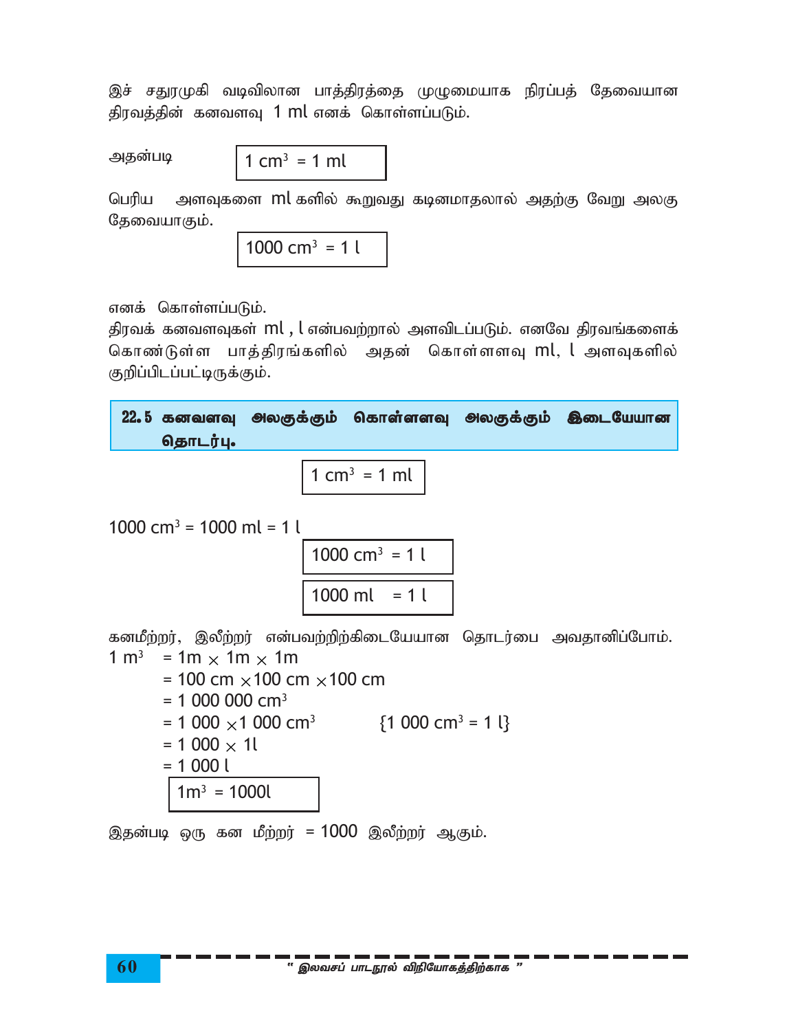இச் சதுரமுகி வடிவிலான பாத்திரத்தை முழுமையாக நிரப்பத் தேவையான திரவத்தின் கனவளவு 1 ml எனக் கொள்ளப்படும்.

அதன்படி

$$1\ cm^3 = 1\ ml$$

பெரிய அளவுகளை ml களில் கூறுவது கடினமாதலால் அதற்கு வேறு அலகு தேவையாகும்.

$$1000\ cm^3 = 1\ l$$

எனக் கொள்ளப்படும்.

திரவக் கனவளவுகள் ml , l என்பவற்றால் அளவிடப்படும். எனவே திரவங்களைக் கொண்டுள்ள பாத்திரங்களில் அதன் கொள்ளளவு ml, l அளவுகளில் குறிப்பிடப்பட்டிருக்கும்.

## 22.5 கனவளவு அலகுக்கும் கொள்ளளவு அலகுக்கும் இடையேயான தொடர்பு.

$$1\ cm^3 = 1\ ml$$

$1000\ cm^3 = 1000\ ml = 1\ l$

$$1000\ cm^3 = 1\ l$$

$$1000\ ml = 1\ l$$

கனமீற்றர், இலீற்றர் என்பவற்றிற்கிடையேயான தொடர்பை அவதானிப்போம்.

$1\ m^3 = 1m \times 1m \times 1m$

$= 100\ cm \times 100\ cm \times 100\ cm$

$= 1\ 000\ 000\ cm^3$

$= 1\ 000 \times 1\ 000\ cm^3$ $\{1\ 000\ cm^3 = 1\ l\}$

$= 1\ 000 \times 1l$

$= 1\ 000\ l$

$$1m^3 = 1000l$$

இதன்படி ஒரு கன மீற்றர் = 1000 இலீற்றர் ஆகும்.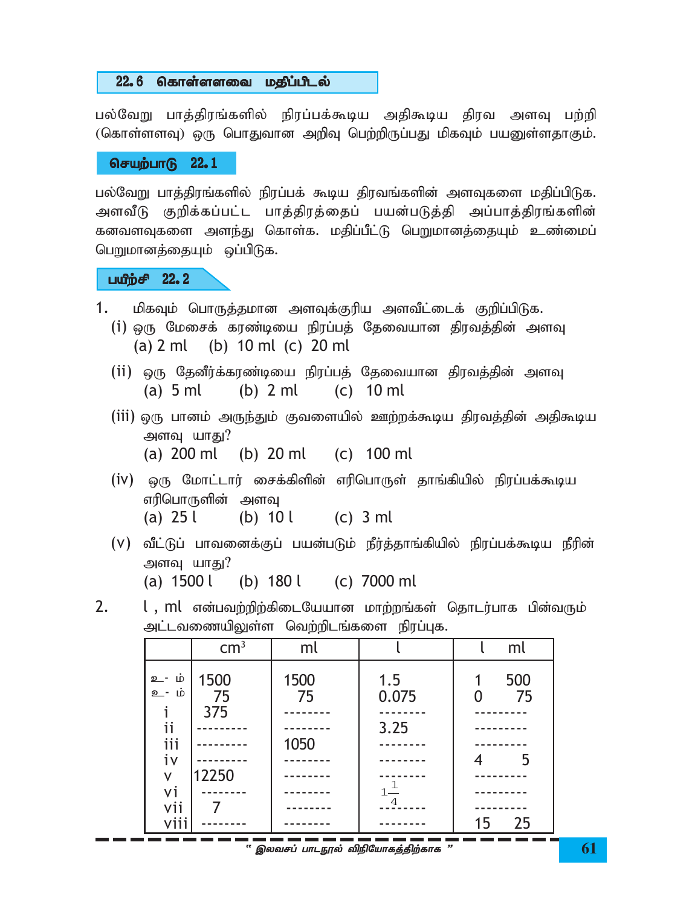## 22.6 கொள்ளளவை மதிப்பிடல்

பல்வேறு பாத்திரங்களில் நிரப்பக்கூடிய அதிகூடிய திரவ அளவு பற்றி (கொள்ளளவு) ஒரு பொதுவான அறிவு பெற்றிருப்பது மிகவும் பயனுள்ளதாகும்.

### செயற்பாடு 22.1

பல்வேறு பாத்திரங்களில் நிரப்பக் கூடிய திரவங்களின் அளவுகளை மதிப்பிடுக. அளவீடு குறிக்கப்பட்ட பாத்திரத்தைப் பயன்படுத்தி அப்பாத்திரங்களின் கனவளவுகளை அளந்து கொள்க. மதிப்பீட்டு பெறுமானத்தையும் உண்மைப் பெறுமானத்தையும் ஒப்பிடுக.

### பயிற்சி 22.2

1. மிகவும் பொருத்தமான அளவுக்குரிய அளவீட்டைக் குறிப்பிடுக.
   (i) ஒரு மேசைக் கரண்டியை நிரப்பத் தேவையான திரவத்தின் அளவு
   (a) 2 ml (b) 10 ml (c) 20 ml

   (ii) ஒரு தேனீர்க்கரண்டியை நிரப்பத் தேவையான திரவத்தின் அளவு
   (a) 5 ml (b) 2 ml (c) 10 ml

   (iii) ஒரு பானம் அருந்தும் குவளையில் ஊற்றக்கூடிய திரவத்தின் அதிகூடிய அளவு யாது?
   (a) 200 ml (b) 20 ml (c) 100 ml

   (iv) ஒரு மோட்டார் சைக்கிளின் எரிபொருள் தாங்கியில் நிரப்பக்கூடிய எரிபொருளின் அளவு
   (a) 25 l (b) 10 l (c) 3 ml

   (v) வீட்டுப் பாவனைக்குப் பயன்படும் நீர்த்தாங்கியில் நிரப்பக்கூடிய நீரின் அளவு யாது?
   (a) 1500 l (b) 180 l (c) 7000 ml

2. l , ml என்பவற்றிற்கிடையேயான மாற்றங்கள் தொடர்பாக பின்வரும் அட்டவணையிலுள்ள வெற்றிடங்களை நிரப்புக.

| | $cm^3$ | ml | l | l ml |
|---|---|---|---|---|
| உ- ம் | 1500 | 1500 | 1.5 | 1 500 |
| உ- ம் | 75 | 75 | 0.075 | 0 75 |
| i | 375 | -------- | -------- | --------- |
| ii | --------- | -------- | 3.25 | --------- |
| iii | --------- | 1050 | -------- | --------- |
| iv | --------- | -------- | -------- | 4 5 |
| v | 12250 | -------- | -------- | --------- |
| vi | -------- | -------- | $1\frac{1}{4}$ | --------- |
| vii | 7 | -------- | -------- | --------- |
| viii | -------- | -------- | -------- | 15 25 |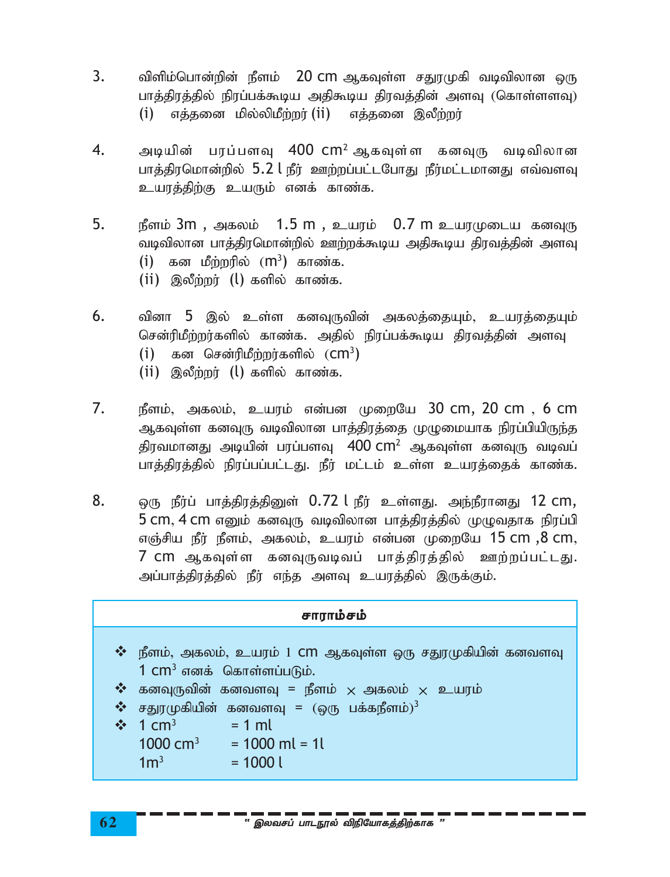3. விளிம்பொன்றின் நீளம் 20 cm ஆகவுள்ள சதுரமுகி வடிவிலான ஒரு பாத்திரத்தில் நிரப்பக்கூடிய அதிகூடிய திரவத்தின் அளவு (கொள்ளளவு) (i) எத்தனை மில்லிமீற்றர் (ii) எத்தனை இலீற்றர்

4. அடியின் பரப்பளவு 400 $cm^2$ ஆகவுள்ள கனவுரு வடிவிலான பாத்திரமொன்றில் 5.2 l நீர் ஊற்றப்பட்டபோது நீர்மட்டமானது எவ்வளவு உயரத்திற்கு உயரும் எனக் காண்க.

5. நீளம் 3m , அகலம் 1.5 m , உயரம் 0.7 m உயரமுடைய கனவுரு வடிவிலான பாத்திரமொன்றில் ஊற்றக்கூடிய அதிகூடிய திரவத்தின் அளவு
   (i) கன மீற்றரில் ($m^3$) காண்க.
   (ii) இலீற்றர் (l) களில் காண்க.

6. வினா 5 இல் உள்ள கனவுருவின் அகலத்தையும், உயரத்தையும் சென்ரிமீற்றர்களில் காண்க. அதில் நிரப்பக்கூடிய திரவத்தின் அளவு
   (i) கன சென்ரிமீற்றர்களில் ($cm^3$)
   (ii) இலீற்றர் (l) களில் காண்க.

7. நீளம், அகலம், உயரம் என்பன முறையே 30 cm, 20 cm , 6 cm ஆகவுள்ள கனவுரு வடிவிலான பாத்திரத்தை முழுமையாக நிரப்பியிருந்த திரவமானது அடியின் பரப்பளவு 400 $cm^2$ ஆகவுள்ள கனவுரு வடிவப் பாத்திரத்தில் நிரப்பப்பட்டது. நீர் மட்டம் உள்ள உயரத்தைக் காண்க.

8. ஒரு நீர்ப் பாத்திரத்தினுள் 0.72 l நீர் உள்ளது. அந்நீரானது 12 cm, 5 cm, 4 cm எனும் கனவுரு வடிவிலான பாத்திரத்தில் முழுவதாக நிரப்பி எஞ்சிய நீர் நீளம், அகலம், உயரம் என்பன முறையே 15 cm ,8 cm, 7 cm ஆகவுள்ள கனவுருவடிவப் பாத்திரத்தில் ஊற்றப்பட்டது. அப்பாத்திரத்தில் நீர் எந்த அளவு உயரத்தில் இருக்கும்.

**சாராம்சம்**

- ❖ நீளம், அகலம், உயரம் 1 cm ஆகவுள்ள ஒரு சதுரமுகியின் கனவளவு 1 $cm^3$ எனக் கொள்ளப்படும்.
- ❖ கனவுருவின் கனவளவு = நீளம் $\times$ அகலம் $\times$ உயரம்
- ❖ சதுரமுகியின் கனவளவு = (ஒரு பக்கநீளம்)$^3$
- ❖ 1 $cm^3$ = 1 ml
  1000 $cm^3$ = 1000 ml = 1l
  1$m^3$ = 1000 l